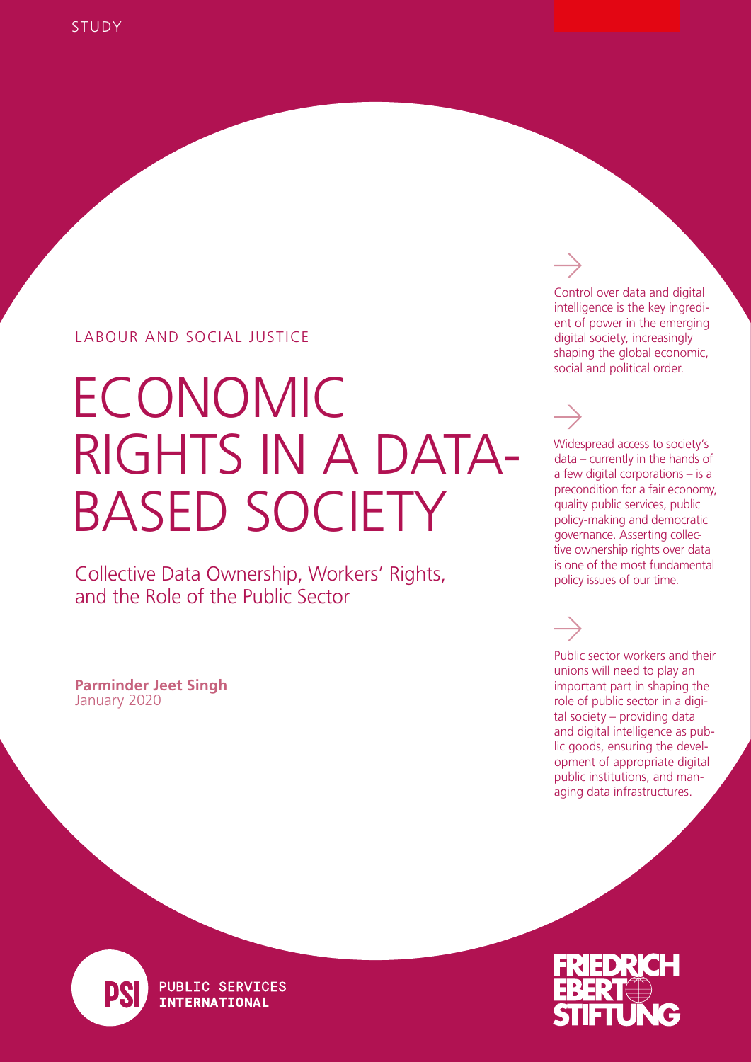STUDY

LABOUR AND SOCIAL JUSTICE

# ECONOMIC RIGHTS IN A DATA-BASED SOCIETY

## Collective Data Ownership, Workers' Rights, and the Role of the Public Sector

**Parminder Jeet Singh**
January 2020

→

Control over data and digital intelligence is the key ingredient of power in the emerging digital society, increasingly shaping the global economic, social and political order.

→

Widespread access to society's data – currently in the hands of a few digital corporations – is a precondition for a fair economy, quality public services, public policy-making and democratic governance. Asserting collective ownership rights over data is one of the most fundamental policy issues of our time.

→

Public sector workers and their unions will need to play an important part in shaping the role of public sector in a digital society – providing data and digital intelligence as public goods, ensuring the development of appropriate digital public institutions, and managing data infrastructures.

PSI PUBLIC SERVICES INTERNATIONAL

FRIEDRICH EBERT STIFTUNG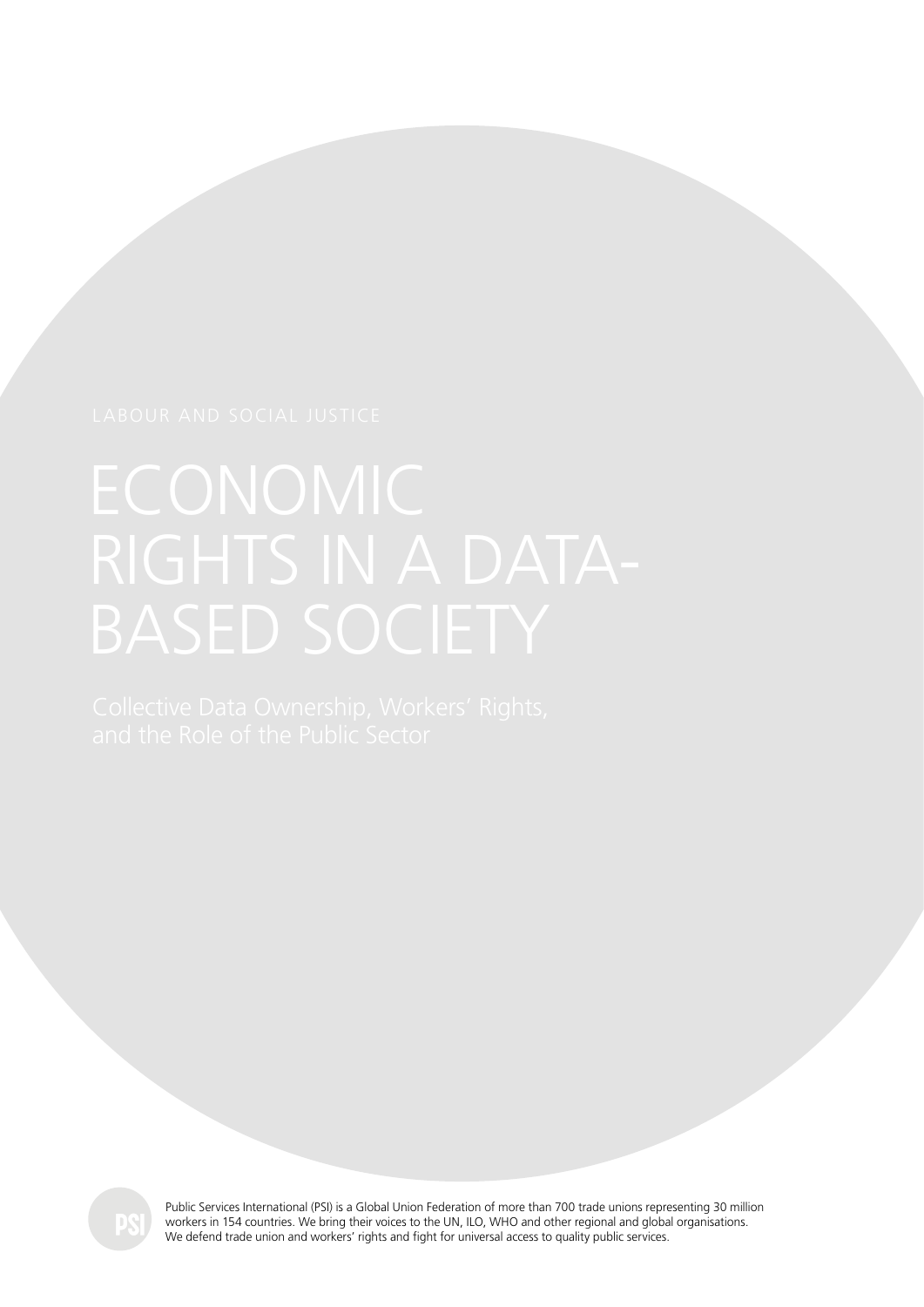LABOUR AND SOCIAL JUSTICE

# ECONOMIC RIGHTS IN A DATA-BASED SOCIETY

## Collective Data Ownership, Workers' Rights, and the Role of the Public Sector

Public Services International (PSI) is a Global Union Federation of more than 700 trade unions representing 30 million workers in 154 countries. We bring their voices to the UN, ILO, WHO and other regional and global organisations. We defend trade union and workers' rights and fight for universal access to quality public services.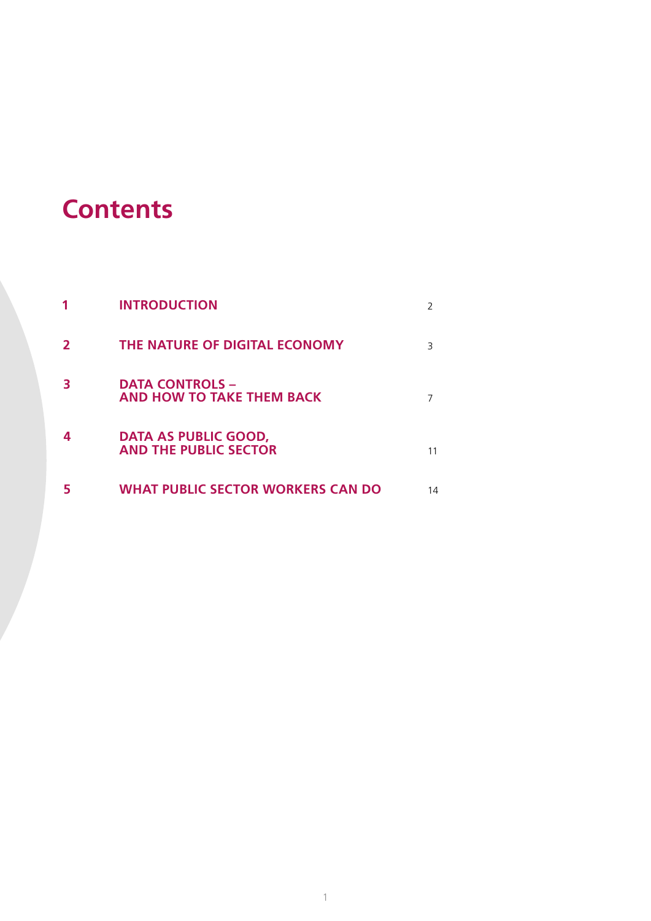# Contents

| | | |
|---|---|---|
| 1 | **INTRODUCTION** | 2 |
| 2 | **THE NATURE OF DIGITAL ECONOMY** | 3 |
| 3 | **DATA CONTROLS – AND HOW TO TAKE THEM BACK** | 7 |
| 4 | **DATA AS PUBLIC GOOD, AND THE PUBLIC SECTOR** | 11 |
| 5 | **WHAT PUBLIC SECTOR WORKERS CAN DO** | 14 |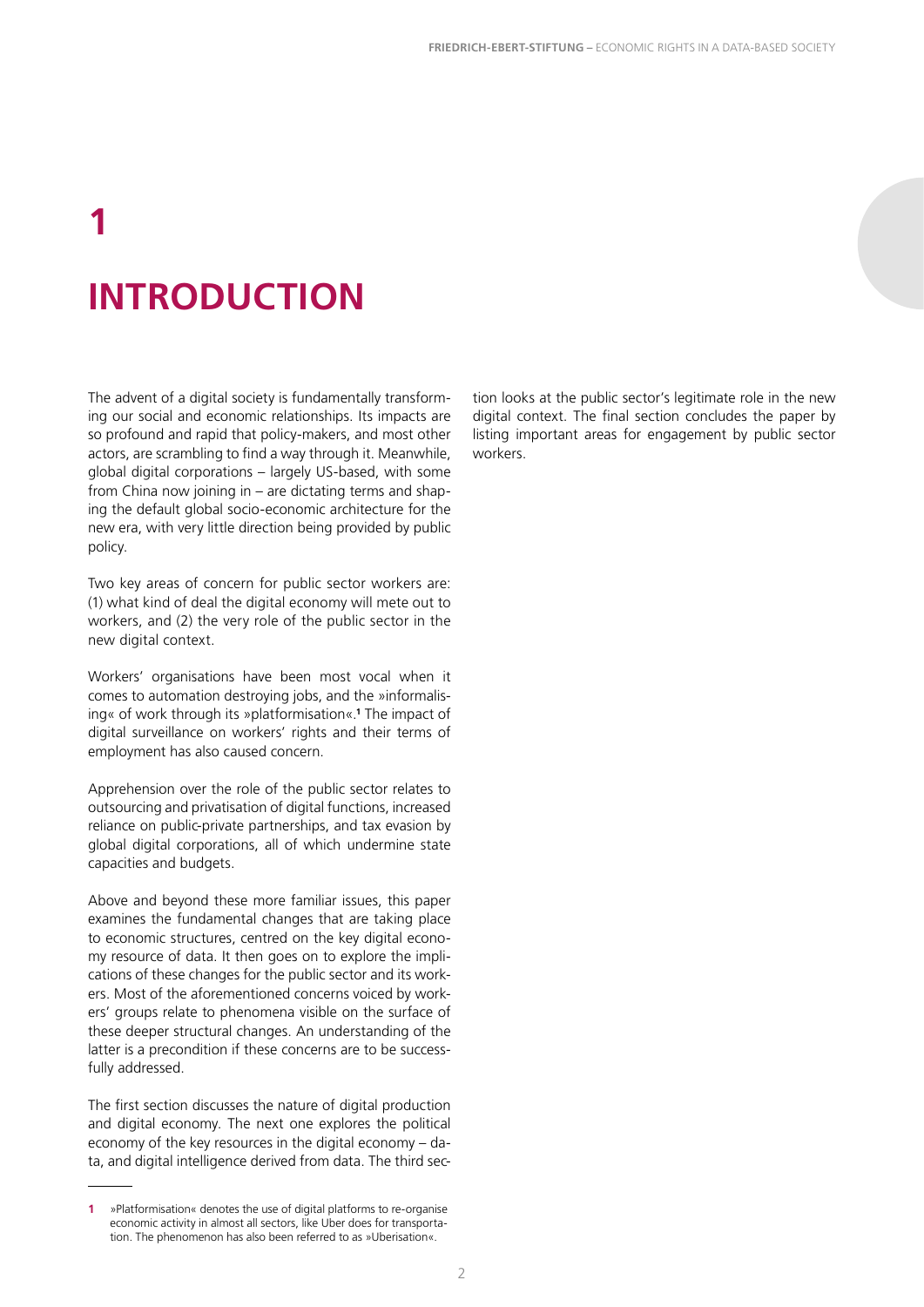# 1 INTRODUCTION

The advent of a digital society is fundamentally transforming our social and economic relationships. Its impacts are so profound and rapid that policy-makers, and most other actors, are scrambling to find a way through it. Meanwhile, global digital corporations – largely US-based, with some from China now joining in – are dictating terms and shaping the default global socio-economic architecture for the new era, with very little direction being provided by public policy.

Two key areas of concern for public sector workers are: (1) what kind of deal the digital economy will mete out to workers, and (2) the very role of the public sector in the new digital context.

Workers' organisations have been most vocal when it comes to automation destroying jobs, and the »informalising« of work through its »platformisation«.[1] The impact of digital surveillance on workers' rights and their terms of employment has also caused concern.

Apprehension over the role of the public sector relates to outsourcing and privatisation of digital functions, increased reliance on public-private partnerships, and tax evasion by global digital corporations, all of which undermine state capacities and budgets.

Above and beyond these more familiar issues, this paper examines the fundamental changes that are taking place to economic structures, centred on the key digital economy resource of data. It then goes on to explore the implications of these changes for the public sector and its workers. Most of the aforementioned concerns voiced by workers' groups relate to phenomena visible on the surface of these deeper structural changes. An understanding of the latter is a precondition if these concerns are to be successfully addressed.

The first section discusses the nature of digital production and digital economy. The next one explores the political economy of the key resources in the digital economy – data, and digital intelligence derived from data. The third section looks at the public sector's legitimate role in the new digital context. The final section concludes the paper by listing important areas for engagement by public sector workers.

---

1 »Platformisation« denotes the use of digital platforms to re-organise economic activity in almost all sectors, like Uber does for transportation. The phenomenon has also been referred to as »Uberisation«.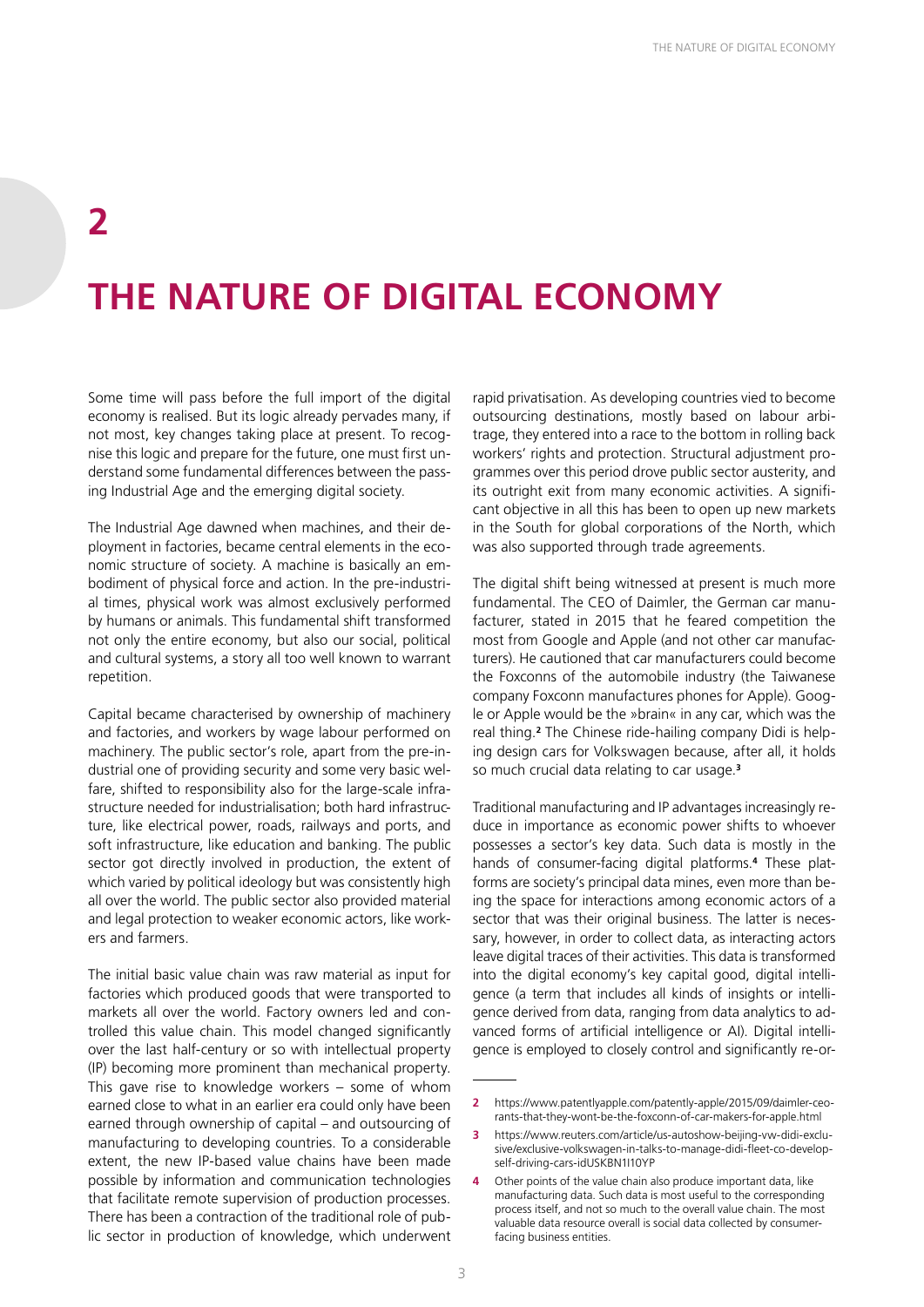# 2 THE NATURE OF DIGITAL ECONOMY

Some time will pass before the full import of the digital economy is realised. But its logic already pervades many, if not most, key changes taking place at present. To recognise this logic and prepare for the future, one must first understand some fundamental differences between the passing Industrial Age and the emerging digital society.

The Industrial Age dawned when machines, and their deployment in factories, became central elements in the economic structure of society. A machine is basically an embodiment of physical force and action. In the pre-industrial times, physical work was almost exclusively performed by humans or animals. This fundamental shift transformed not only the entire economy, but also our social, political and cultural systems, a story all too well known to warrant repetition.

Capital became characterised by ownership of machinery and factories, and workers by wage labour performed on machinery. The public sector's role, apart from the pre-industrial one of providing security and some very basic welfare, shifted to responsibility also for the large-scale infrastructure needed for industrialisation; both hard infrastructure, like electrical power, roads, railways and ports, and soft infrastructure, like education and banking. The public sector got directly involved in production, the extent of which varied by political ideology but was consistently high all over the world. The public sector also provided material and legal protection to weaker economic actors, like workers and farmers.

The initial basic value chain was raw material as input for factories which produced goods that were transported to markets all over the world. Factory owners led and controlled this value chain. This model changed significantly over the last half-century or so with intellectual property (IP) becoming more prominent than mechanical property. This gave rise to knowledge workers – some of whom earned close to what in an earlier era could only have been earned through ownership of capital – and outsourcing of manufacturing to developing countries. To a considerable extent, the new IP-based value chains have been made possible by information and communication technologies that facilitate remote supervision of production processes. There has been a contraction of the traditional role of public sector in production of knowledge, which underwent rapid privatisation. As developing countries vied to become outsourcing destinations, mostly based on labour arbitrage, they entered into a race to the bottom in rolling back workers' rights and protection. Structural adjustment programmes over this period drove public sector austerity, and its outright exit from many economic activities. A significant objective in all this has been to open up new markets in the South for global corporations of the North, which was also supported through trade agreements.

The digital shift being witnessed at present is much more fundamental. The CEO of Daimler, the German car manufacturer, stated in 2015 that he feared competition the most from Google and Apple (and not other car manufacturers). He cautioned that car manufacturers could become the Foxconns of the automobile industry (the Taiwanese company Foxconn manufactures phones for Apple). Google or Apple would be the »brain« in any car, which was the real thing.[2] The Chinese ride-hailing company Didi is helping design cars for Volkswagen because, after all, it holds so much crucial data relating to car usage.[3]

Traditional manufacturing and IP advantages increasingly reduce in importance as economic power shifts to whoever possesses a sector's key data. Such data is mostly in the hands of consumer-facing digital platforms.[4] These platforms are society's principal data mines, even more than being the space for interactions among economic actors of a sector that was their original business. The latter is necessary, however, in order to collect data, as interacting actors leave digital traces of their activities. This data is transformed into the digital economy's key capital good, digital intelligence (a term that includes all kinds of insights or intelligence derived from data, ranging from data analytics to advanced forms of artificial intelligence or AI). Digital intelligence is employed to closely control and significantly re-or-

---

2 https://www.patentlyapple.com/patently-apple/2015/09/daimler-ceo-rants-that-they-wont-be-the-foxconn-of-car-makers-for-apple.html

3 https://www.reuters.com/article/us-autoshow-beijing-vw-didi-exclusive/exclusive-volkswagen-in-talks-to-manage-didi-fleet-co-develop-self-driving-cars-idUSKBN1I10YP

4 Other points of the value chain also produce important data, like manufacturing data. Such data is most useful to the corresponding process itself, and not so much to the overall value chain. The most valuable data resource overall is social data collected by consumer-facing business entities.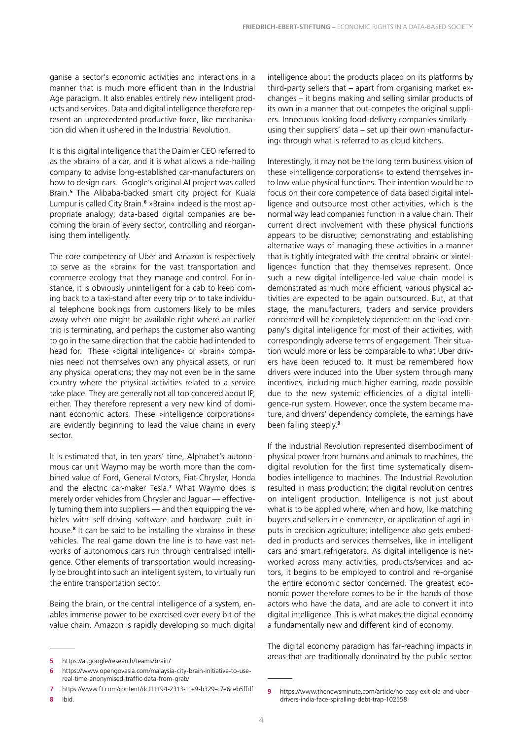ganise a sector's economic activities and interactions in a manner that is much more efficient than in the Industrial Age paradigm. It also enables entirely new intelligent products and services. Data and digital intelligence therefore represent an unprecedented productive force, like mechanisation did when it ushered in the Industrial Revolution.

It is this digital intelligence that the Daimler CEO referred to as the »brain« of a car, and it is what allows a ride-hailing company to advise long-established car-manufacturers on how to design cars. Google's original AI project was called Brain.[5] The Alibaba-backed smart city project for Kuala Lumpur is called City Brain.[6] »Brain« indeed is the most appropriate analogy; data-based digital companies are becoming the brain of every sector, controlling and reorganising them intelligently.

The core competency of Uber and Amazon is respectively to serve as the »brain« for the vast transportation and commerce ecology that they manage and control. For instance, it is obviously unintelligent for a cab to keep coming back to a taxi-stand after every trip or to take individual telephone bookings from customers likely to be miles away when one might be available right where an earlier trip is terminating, and perhaps the customer also wanting to go in the same direction that the cabbie had intended to head for. These »digital intelligence« or »brain« companies need not themselves own any physical assets, or run any physical operations; they may not even be in the same country where the physical activities related to a service take place. They are generally not all too concered about IP, either. They therefore represent a very new kind of dominant economic actors. These »intelligence corporations« are evidently beginning to lead the value chains in every sector.

It is estimated that, in ten years' time, Alphabet's autonomous car unit Waymo may be worth more than the combined value of Ford, General Motors, Fiat-Chrysler, Honda and the electric car-maker Tesla.[7] What Waymo does is merely order vehicles from Chrysler and Jaguar — effectively turning them into suppliers — and then equipping the vehicles with self-driving software and hardware built in-house.[8] It can be said to be installing the »brains« in these vehicles. The real game down the line is to have vast networks of autonomous cars run through centralised intelligence. Other elements of transportation would increasingly be brought into such an intelligent system, to virtually run the entire transportation sector.

Being the brain, or the central intelligence of a system, enables immense power to be exercised over every bit of the value chain. Amazon is rapidly developing so much digital intelligence about the products placed on its platforms by third-party sellers that – apart from organising market exchanges – it begins making and selling similar products of its own in a manner that out-competes the original suppliers. Innocuous looking food-delivery companies similarly – using their suppliers' data – set up their own ›manufacturing‹ through what is referred to as cloud kitchens.

Interestingly, it may not be the long term business vision of these »intelligence corporations« to extend themselves into low value physical functions. Their intention would be to focus on their core competence of data based digital intelligence and outsource most other activities, which is the normal way lead companies function in a value chain. Their current direct involvement with these physical functions appears to be disruptive; demonstrating and establishing alternative ways of managing these activities in a manner that is tightly integrated with the central »brain« or »intelligence« function that they themselves represent. Once such a new digital intelligence-led value chain model is demonstrated as much more efficient, various physical activities are expected to be again outsourced. But, at that stage, the manufacturers, traders and service providers concerned will be completely dependent on the lead company's digital intelligence for most of their activities, with correspondingly adverse terms of engagement. Their situation would more or less be comparable to what Uber drivers have been reduced to. It must be remembered how drivers were induced into the Uber system through many incentives, including much higher earning, made possible due to the new systemic efficiencies of a digital intelligence-run system. However, once the system became mature, and drivers' dependency complete, the earnings have been falling steeply.[9]

If the Industrial Revolution represented disembodiment of physical power from humans and animals to machines, the digital revolution for the first time systematically disembodies intelligence to machines. The Industrial Revolution resulted in mass production; the digital revolution centres on intelligent production. Intelligence is not just about what is to be applied where, when and how, like matching buyers and sellers in e-commerce, or application of agri-inputs in precision agriculture; intelligence also gets embedded in products and services themselves, like in intelligent cars and smart refrigerators. As digital intelligence is networked across many activities, products/services and actors, it begins to be employed to control and re-organise the entire economic sector concerned. The greatest economic power therefore comes to be in the hands of those actors who have the data, and are able to convert it into digital intelligence. This is what makes the digital economy a fundamentally new and different kind of economy.

The digital economy paradigm has far-reaching impacts in areas that are traditionally dominated by the public sector.

---

5 https://ai.google/research/teams/brain/

6 https://www.opengovasia.com/malaysia-city-brain-initiative-to-use-real-time-anonymised-traffic-data-from-grab/

7 https://www.ft.com/content/dc111194-2313-11e9-b329-c7e6ceb5ffdf

8 Ibid.

9 https://www.thenewsminute.com/article/no-easy-exit-ola-and-uber-drivers-india-face-spiralling-debt-trap-102558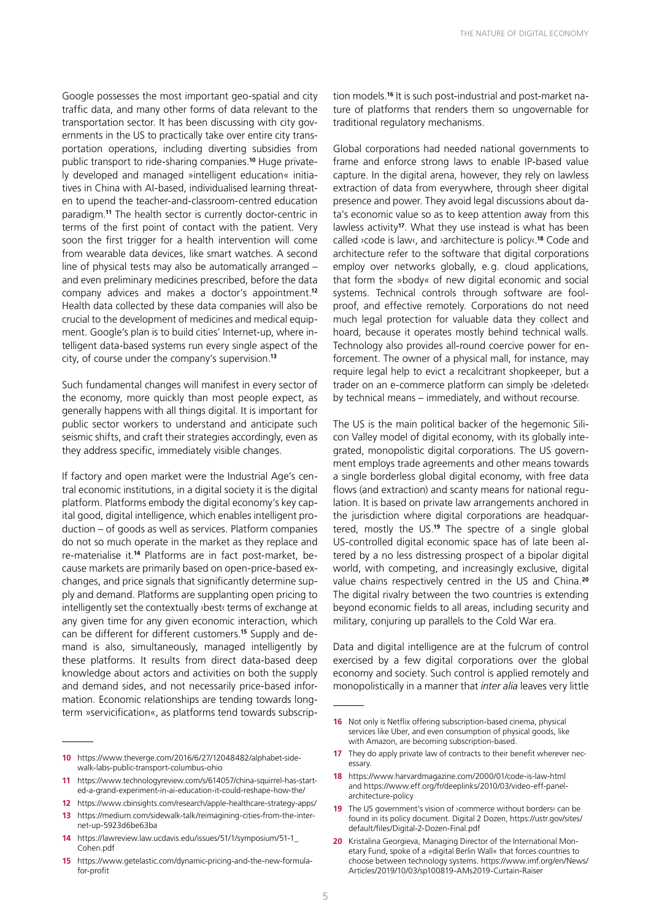Google possesses the most important geo-spatial and city traffic data, and many other forms of data relevant to the transportation sector. It has been discussing with city governments in the US to practically take over entire city transportation operations, including diverting subsidies from public transport to ride-sharing companies.[10] Huge privately developed and managed »intelligent education« initiatives in China with AI-based, individualised learning threaten to upend the teacher-and-classroom-centred education paradigm.[11] The health sector is currently doctor-centric in terms of the first point of contact with the patient. Very soon the first trigger for a health intervention will come from wearable data devices, like smart watches. A second line of physical tests may also be automatically arranged – and even preliminary medicines prescribed, before the data company advices and makes a doctor's appointment.[12] Health data collected by these data companies will also be crucial to the development of medicines and medical equipment. Google's plan is to build cities' Internet-up, where intelligent data-based systems run every single aspect of the city, of course under the company's supervision.[13]

Such fundamental changes will manifest in every sector of the economy, more quickly than most people expect, as generally happens with all things digital. It is important for public sector workers to understand and anticipate such seismic shifts, and craft their strategies accordingly, even as they address specific, immediately visible changes.

If factory and open market were the Industrial Age's central economic institutions, in a digital society it is the digital platform. Platforms embody the digital economy's key capital good, digital intelligence, which enables intelligent production – of goods as well as services. Platform companies do not so much operate in the market as they replace and re-materialise it.[14] Platforms are in fact post-market, because markets are primarily based on open-price-based exchanges, and price signals that significantly determine supply and demand. Platforms are supplanting open pricing to intelligently set the contextually ›best‹ terms of exchange at any given time for any given economic interaction, which can be different for different customers.[15] Supply and demand is also, simultaneously, managed intelligently by these platforms. It results from direct data-based deep knowledge about actors and activities on both the supply and demand sides, and not necessarily price-based information. Economic relationships are tending towards long-term »servicification«, as platforms tend towards subscription models.[16] It is such post-industrial and post-market nature of platforms that renders them so ungovernable for traditional regulatory mechanisms.

Global corporations had needed national governments to frame and enforce strong laws to enable IP-based value capture. In the digital arena, however, they rely on lawless extraction of data from everywhere, through sheer digital presence and power. They avoid legal discussions about data's economic value so as to keep attention away from this lawless activity[17]. What they use instead is what has been called ›code is law‹, and ›architecture is policy‹.[18] Code and architecture refer to the software that digital corporations employ over networks globally, e. g. cloud applications, that form the »body« of new digital economic and social systems. Technical controls through software are foolproof, and effective remotely. Corporations do not need much legal protection for valuable data they collect and hoard, because it operates mostly behind technical walls. Technology also provides all-round coercive power for enforcement. The owner of a physical mall, for instance, may require legal help to evict a recalcitrant shopkeeper, but a trader on an e-commerce platform can simply be ›deleted‹ by technical means – immediately, and without recourse.

The US is the main political backer of the hegemonic Silicon Valley model of digital economy, with its globally integrated, monopolistic digital corporations. The US government employs trade agreements and other means towards a single borderless global digital economy, with free data flows (and extraction) and scanty means for national regulation. It is based on private law arrangements anchored in the jurisdiction where digital corporations are headquartered, mostly the US.[19] The spectre of a single global US-controlled digital economic space has of late been altered by a no less distressing prospect of a bipolar digital world, with competing, and increasingly exclusive, digital value chains respectively centred in the US and China.[20] The digital rivalry between the two countries is extending beyond economic fields to all areas, including security and military, conjuring up parallels to the Cold War era.

Data and digital intelligence are at the fulcrum of control exercised by a few digital corporations over the global economy and society. Such control is applied remotely and monopolistically in a manner that *inter alia* leaves very little

---

10 https://www.theverge.com/2016/6/27/12048482/alphabet-sidewalk-labs-public-transport-columbus-ohio

11 https://www.technologyreview.com/s/614057/china-squirrel-has-started-a-grand-experiment-in-ai-education-it-could-reshape-how-the/

12 https://www.cbinsights.com/research/apple-healthcare-strategy-apps/

13 https://medium.com/sidewalk-talk/reimagining-cities-from-the-internet-up-5923d6be63ba

14 https://lawreview.law.ucdavis.edu/issues/51/1/symposium/51-1_Cohen.pdf

15 https://www.getelastic.com/dynamic-pricing-and-the-new-formula-for-profit

16 Not only is Netflix offering subscription-based cinema, physical services like Uber, and even consumption of physical goods, like with Amazon, are becoming subscription-based.

17 They do apply private law of contracts to their benefit wherever necessary.

18 https://www.harvardmagazine.com/2000/01/code-is-law-html and https://www.eff.org/fr/deeplinks/2010/03/video-eff-panel-architecture-policy

19 The US government's vision of ›commerce without borders‹ can be found in its policy document. Digital 2 Dozen, https://ustr.gov/sites/default/files/Digital-2-Dozen-Final.pdf

20 Kristalina Georgieva, Managing Director of the International Monetary Fund, spoke of a »digital Berlin Wall« that forces countries to choose between technology systems. https://www.imf.org/en/News/Articles/2019/10/03/sp100819-AMs2019-Curtain-Raiser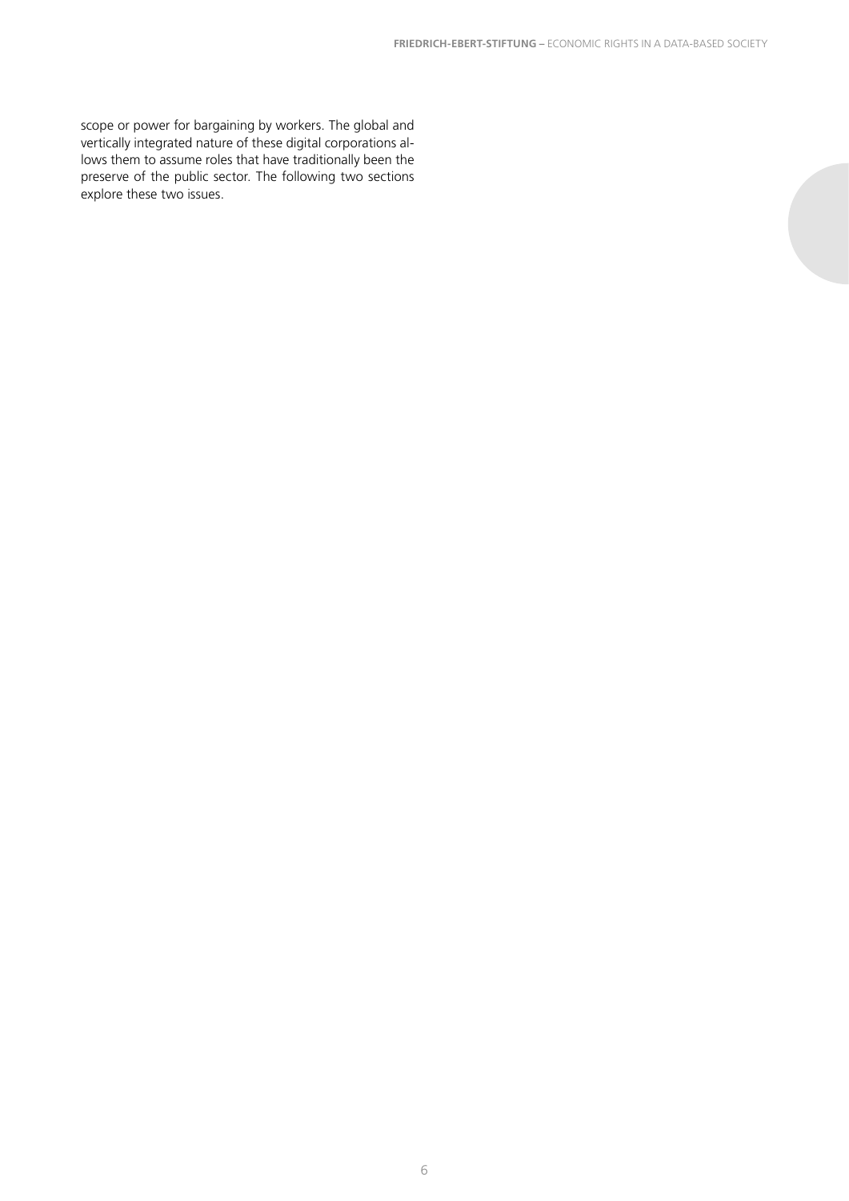scope or power for bargaining by workers. The global and vertically integrated nature of these digital corporations allows them to assume roles that have traditionally been the preserve of the public sector. The following two sections explore these two issues.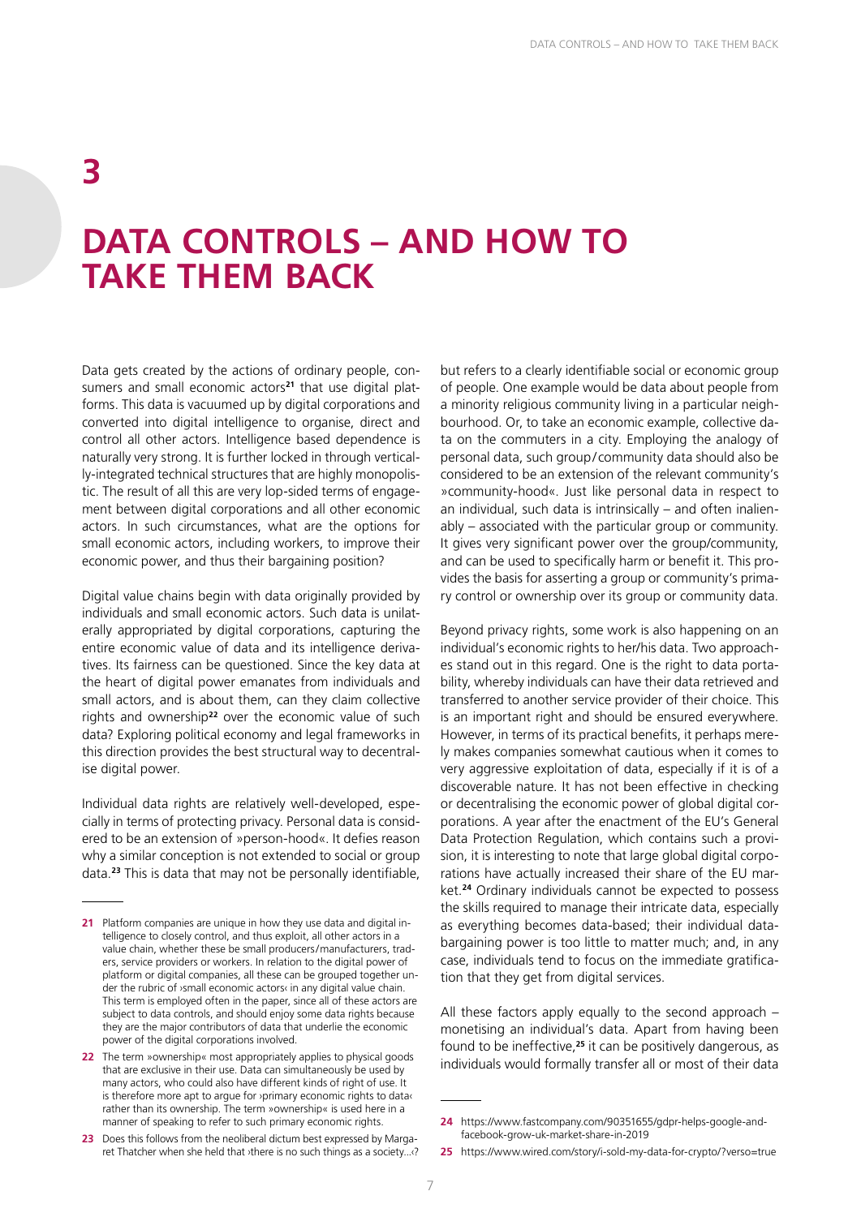# 3

# DATA CONTROLS – AND HOW TO TAKE THEM BACK

Data gets created by the actions of ordinary people, consumers and small economic actors[21] that use digital platforms. This data is vacuumed up by digital corporations and converted into digital intelligence to organise, direct and control all other actors. Intelligence based dependence is naturally very strong. It is further locked in through vertically-integrated technical structures that are highly monopolistic. The result of all this are very lop-sided terms of engagement between digital corporations and all other economic actors. In such circumstances, what are the options for small economic actors, including workers, to improve their economic power, and thus their bargaining position?

Digital value chains begin with data originally provided by individuals and small economic actors. Such data is unilaterally appropriated by digital corporations, capturing the entire economic value of data and its intelligence derivatives. Its fairness can be questioned. Since the key data at the heart of digital power emanates from individuals and small actors, and is about them, can they claim collective rights and ownership[22] over the economic value of such data? Exploring political economy and legal frameworks in this direction provides the best structural way to decentralise digital power.

Individual data rights are relatively well-developed, especially in terms of protecting privacy. Personal data is considered to be an extension of »person-hood«. It defies reason why a similar conception is not extended to social or group data.[23] This is data that may not be personally identifiable, but refers to a clearly identifiable social or economic group of people. One example would be data about people from a minority religious community living in a particular neighbourhood. Or, to take an economic example, collective data on the commuters in a city. Employing the analogy of personal data, such group/community data should also be considered to be an extension of the relevant community's »community-hood«. Just like personal data in respect to an individual, such data is intrinsically – and often inalienably – associated with the particular group or community. It gives very significant power over the group/community, and can be used to specifically harm or benefit it. This provides the basis for asserting a group or community's primary control or ownership over its group or community data.

Beyond privacy rights, some work is also happening on an individual's economic rights to her/his data. Two approaches stand out in this regard. One is the right to data portability, whereby individuals can have their data retrieved and transferred to another service provider of their choice. This is an important right and should be ensured everywhere. However, in terms of its practical benefits, it perhaps merely makes companies somewhat cautious when it comes to very aggressive exploitation of data, especially if it is of a discoverable nature. It has not been effective in checking or decentralising the economic power of global digital corporations. A year after the enactment of the EU's General Data Protection Regulation, which contains such a provision, it is interesting to note that large global digital corporations have actually increased their share of the EU market.[24] Ordinary individuals cannot be expected to possess the skills required to manage their intricate data, especially as everything becomes data-based; their individual data-bargaining power is too little to matter much; and, in any case, individuals tend to focus on the immediate gratification that they get from digital services.

All these factors apply equally to the second approach – monetising an individual's data. Apart from having been found to be ineffective,[25] it can be positively dangerous, as individuals would formally transfer all or most of their data

---

21 Platform companies are unique in how they use data and digital intelligence to closely control, and thus exploit, all other actors in a value chain, whether these be small producers/manufacturers, traders, service providers or workers. In relation to the digital power of platform or digital companies, all these can be grouped together under the rubric of ›small economic actors‹ in any digital value chain. This term is employed often in the paper, since all of these actors are subject to data controls, and should enjoy some data rights because they are the major contributors of data that underlie the economic power of the digital corporations involved.

22 The term »ownership« most appropriately applies to physical goods that are exclusive in their use. Data can simultaneously be used by many actors, who could also have different kinds of right of use. It is therefore more apt to argue for ›primary economic rights to data‹ rather than its ownership. The term »ownership« is used here in a manner of speaking to refer to such primary economic rights.

23 Does this follow from the neoliberal dictum best expressed by Margaret Thatcher when she held that ›there is no such things as a society...‹?

24 https://www.fastcompany.com/90351655/gdpr-helps-google-and-facebook-grow-uk-market-share-in-2019

25 https://www.wired.com/story/i-sold-my-data-for-crypto/?verso=true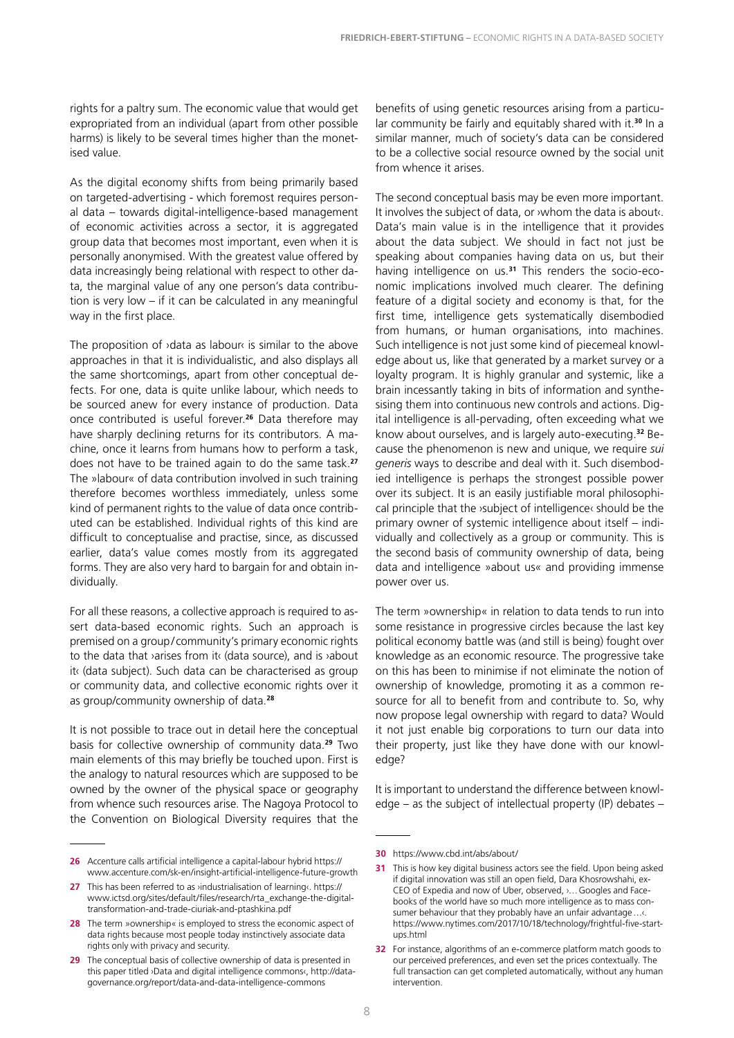rights for a paltry sum. The economic value that would get expropriated from an individual (apart from other possible harms) is likely to be several times higher than the monetised value.

As the digital economy shifts from being primarily based on targeted-advertising - which foremost requires personal data – towards digital-intelligence-based management of economic activities across a sector, it is aggregated group data that becomes most important, even when it is personally anonymised. With the greatest value offered by data increasingly being relational with respect to other data, the marginal value of any one person's data contribution is very low – if it can be calculated in any meaningful way in the first place.

The proposition of ›data as labour‹ is similar to the above approaches in that it is individualistic, and also displays all the same shortcomings, apart from other conceptual defects. For one, data is quite unlike labour, which needs to be sourced anew for every instance of production. Data once contributed is useful forever.[26] Data therefore may have sharply declining returns for its contributors. A machine, once it learns from humans how to perform a task, does not have to be trained again to do the same task.[27] The »labour« of data contribution involved in such training therefore becomes worthless immediately, unless some kind of permanent rights to the value of data once contributed can be established. Individual rights of this kind are difficult to conceptualise and practise, since, as discussed earlier, data's value comes mostly from its aggregated forms. They are also very hard to bargain for and obtain individually.

For all these reasons, a collective approach is required to assert data-based economic rights. Such an approach is premised on a group/community's primary economic rights to the data that ›arises from it‹ (data source), and is ›about it‹ (data subject). Such data can be characterised as group or community data, and collective economic rights over it as group/community ownership of data.[28]

It is not possible to trace out in detail here the conceptual basis for collective ownership of community data.[29] Two main elements of this may briefly be touched upon. First is the analogy to natural resources which are supposed to be owned by the owner of the physical space or geography from whence such resources arise. The Nagoya Protocol to the Convention on Biological Diversity requires that the benefits of using genetic resources arising from a particular community be fairly and equitably shared with it.[30] In a similar manner, much of society's data can be considered to be a collective social resource owned by the social unit from whence it arises.

The second conceptual basis may be even more important. It involves the subject of data, or ›whom the data is about‹. Data's main value is in the intelligence that it provides about the data subject. We should in fact not just be speaking about companies having data on us, but their having intelligence on us.[31] This renders the socio-economic implications involved much clearer. The defining feature of a digital society and economy is that, for the first time, intelligence gets systematically disembodied from humans, or human organisations, into machines. Such intelligence is not just some kind of piecemeal knowledge about us, like that generated by a market survey or a loyalty program. It is highly granular and systemic, like a brain incessantly taking in bits of information and synthesising them into continuous new controls and actions. Digital intelligence is all-pervading, often exceeding what we know about ourselves, and is largely auto-executing.[32] Because the phenomenon is new and unique, we require *sui generis* ways to describe and deal with it. Such disembodied intelligence is perhaps the strongest possible power over its subject. It is an easily justifiable moral philosophical principle that the ›subject of intelligence‹ should be the primary owner of systemic intelligence about itself – individually and collectively as a group or community. This is the second basis of community ownership of data, being data and intelligence »about us« and providing immense power over us.

The term »ownership« in relation to data tends to run into some resistance in progressive circles because the last key political economy battle was (and still is being) fought over knowledge as an economic resource. The progressive take on this has been to minimise if not eliminate the notion of ownership of knowledge, promoting it as a common resource for all to benefit from and contribute to. So, why now propose legal ownership with regard to data? Would it not just enable big corporations to turn our data into their property, just like they have done with our knowledge?

It is important to understand the difference between knowledge – as the subject of intellectual property (IP) debates –

---

26 Accenture calls artificial intelligence a capital-labour hybrid https://www.accenture.com/sk-en/insight-artificial-intelligence-future-growth

27 This has been referred to as ›industrialisation of learning‹. https://www.ictsd.org/sites/default/files/research/rta_exchange-the-digital-transformation-and-trade-ciuriak-and-ptashkina.pdf

28 The term »ownership« is employed to stress the economic aspect of data rights because most people today instinctively associate data rights only with privacy and security.

29 The conceptual basis of collective ownership of data is presented in this paper titled ›Data and digital intelligence commons‹, http://datagovernance.org/report/data-and-data-intelligence-commons

30 https://www.cbd.int/abs/about/

31 This is how key digital business actors see the field. Upon being asked if digital innovation was still an open field, Dara Khosrowshahi, ex-CEO of Expedia and now of Uber, observed, ›…Googles and Facebooks of the world have so much more intelligence as to mass consumer behaviour that they probably have an unfair advantage…‹. https://www.nytimes.com/2017/10/18/technology/frightful-five-start-ups.html

32 For instance, algorithms of an e-commerce platform match goods to our perceived preferences, and even set the prices contextually. The full transaction can get completed automatically, without any human intervention.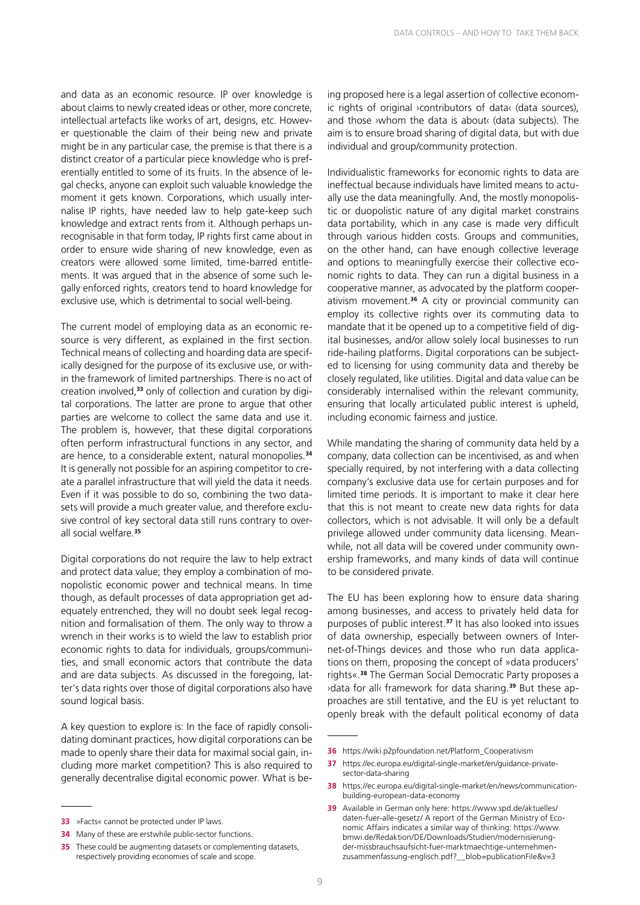and data as an economic resource. IP over knowledge is about claims to newly created ideas or other, more concrete, intellectual artefacts like works of art, designs, etc. However questionable the claim of their being new and private might be in any particular case, the premise is that there is a distinct creator of a particular piece knowledge who is preferentially entitled to some of its fruits. In the absence of legal checks, anyone can exploit such valuable knowledge the moment it gets known. Corporations, which usually internalise IP rights, have needed law to help gate-keep such knowledge and extract rents from it. Although perhaps unrecognisable in that form today, IP rights first came about in order to ensure wide sharing of new knowledge, even as creators were allowed some limited, time-barred entitlements. It was argued that in the absence of some such legally enforced rights, creators tend to hoard knowledge for exclusive use, which is detrimental to social well-being.

The current model of employing data as an economic resource is very different, as explained in the first section. Technical means of collecting and hoarding data are specifically designed for the purpose of its exclusive use, or within the framework of limited partnerships. There is no act of creation involved,[33] only of collection and curation by digital corporations. The latter are prone to argue that other parties are welcome to collect the same data and use it. The problem is, however, that these digital corporations often perform infrastructural functions in any sector, and are hence, to a considerable extent, natural monopolies.[34] It is generally not possible for an aspiring competitor to create a parallel infrastructure that will yield the data it needs. Even if it was possible to do so, combining the two datasets will provide a much greater value, and therefore exclusive control of key sectoral data still runs contrary to overall social welfare.[35]

Digital corporations do not require the law to help extract and protect data value; they employ a combination of monopolistic economic power and technical means. In time though, as default processes of data appropriation get adequately entrenched, they will no doubt seek legal recognition and formalisation of them. The only way to throw a wrench in their works is to wield the law to establish prior economic rights to data for individuals, groups/communities, and small economic actors that contribute the data and are data subjects. As discussed in the foregoing, latter's data rights over those of digital corporations also have sound logical basis.

A key question to explore is: In the face of rapidly consolidating dominant practices, how digital corporations can be made to openly share their data for maximal social gain, including more market competition? This is also required to generally decentralise digital economic power. What is being proposed here is a legal assertion of collective economic rights of original ›contributors of data‹ (data sources), and those ›whom the data is about‹ (data subjects). The aim is to ensure broad sharing of digital data, but with due individual and group/community protection.

Individualistic frameworks for economic rights to data are ineffectual because individuals have limited means to actually use the data meaningfully. And, the mostly monopolistic or duopolistic nature of any digital market constrains data portability, which in any case is made very difficult through various hidden costs. Groups and communities, on the other hand, can have enough collective leverage and options to meaningfully exercise their collective economic rights to data. They can run a digital business in a cooperative manner, as advocated by the platform cooperativism movement.[36] A city or provincial community can employ its collective rights over its commuting data to mandate that it be opened up to a competitive field of digital businesses, and/or allow solely local businesses to run ride-hailing platforms. Digital corporations can be subjected to licensing for using community data and thereby be closely regulated, like utilities. Digital and data value can be considerably internalised within the relevant community, ensuring that locally articulated public interest is upheld, including economic fairness and justice.

While mandating the sharing of community data held by a company, data collection can be incentivised, as and when specially required, by not interfering with a data collecting company's exclusive data use for certain purposes and for limited time periods. It is important to make it clear here that this is not meant to create new data rights for data collectors, which is not advisable. It will only be a default privilege allowed under community data licensing. Meanwhile, not all data will be covered under community ownership frameworks, and many kinds of data will continue to be considered private.

The EU has been exploring how to ensure data sharing among businesses, and access to privately held data for purposes of public interest.[37] It has also looked into issues of data ownership, especially between owners of Internet-of-Things devices and those who run data applications on them, proposing the concept of »data producers' rights«.[38] The German Social Democratic Party proposes a ›data for all‹ framework for data sharing.[39] But these approaches are still tentative, and the EU is yet reluctant to openly break with the default political economy of data

---

33 »Facts« cannot be protected under IP laws.

34 Many of these are erstwhile public-sector functions.

35 These could be augmenting datasets or complementing datasets, respectively providing economies of scale and scope.

36 https://wiki.p2pfoundation.net/Platform_Cooperativism

37 https://ec.europa.eu/digital-single-market/en/guidance-private-sector-data-sharing

38 https://ec.europa.eu/digital-single-market/en/news/communication-building-european-data-economy

39 Available in German only here: https://www.spd.de/aktuelles/daten-fuer-alle-gesetz/ A report of the German Ministry of Economic Affairs indicates a similar way of thinking: https://www.bmwi.de/Redaktion/DE/Downloads/Studien/modernisierung-der-missbrauchsaufsicht-fuer-marktmaechtige-unternehmen-zusammenfassung-englisch.pdf?__blob=publicationFile&v=3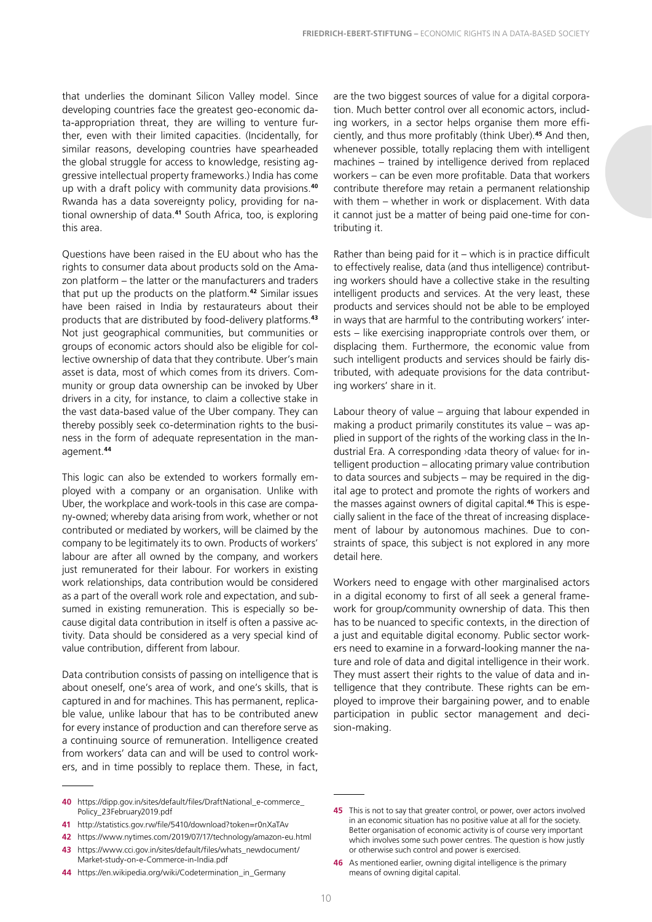that underlies the dominant Silicon Valley model. Since developing countries face the greatest geo-economic data-appropriation threat, they are willing to venture further, even with their limited capacities. (Incidentally, for similar reasons, developing countries have spearheaded the global struggle for access to knowledge, resisting aggressive intellectual property frameworks.) India has come up with a draft policy with community data provisions.[40] Rwanda has a data sovereignty policy, providing for national ownership of data.[41] South Africa, too, is exploring this area.

Questions have been raised in the EU about who has the rights to consumer data about products sold on the Amazon platform – the latter or the manufacturers and traders that put up the products on the platform.[42] Similar issues have been raised in India by restaurateurs about their products that are distributed by food-delivery platforms.[43] Not just geographical communities, but communities or groups of economic actors should also be eligible for collective ownership of data that they contribute. Uber's main asset is data, most of which comes from its drivers. Community or group data ownership can be invoked by Uber drivers in a city, for instance, to claim a collective stake in the vast data-based value of the Uber company. They can thereby possibly seek co-determination rights to the business in the form of adequate representation in the management.[44]

This logic can also be extended to workers formally employed with a company or an organisation. Unlike with Uber, the workplace and work-tools in this case are company-owned; whereby data arising from work, whether or not contributed or mediated by workers, will be claimed by the company to be legitimately its to own. Products of workers' labour are after all owned by the company, and workers just remunerated for their labour. For workers in existing work relationships, data contribution would be considered as a part of the overall work role and expectation, and subsumed in existing remuneration. This is especially so because digital data contribution in itself is often a passive activity. Data should be considered as a very special kind of value contribution, different from labour.

Data contribution consists of passing on intelligence that is about oneself, one's area of work, and one's skills, that is captured in and for machines. This has permanent, replicable value, unlike labour that has to be contributed anew for every instance of production and can therefore serve as a continuing source of remuneration. Intelligence created from workers' data can and will be used to control workers, and in time possibly to replace them. These, in fact, are the two biggest sources of value for a digital corporation. Much better control over all economic actors, including workers, in a sector helps organise them more efficiently, and thus more profitably (think Uber).[45] And then, whenever possible, totally replacing them with intelligent machines – trained by intelligence derived from replaced workers – can be even more profitable. Data that workers contribute therefore may retain a permanent relationship with them – whether in work or displacement. With data it cannot just be a matter of being paid one-time for contributing it.

Rather than being paid for it – which is in practice difficult to effectively realise, data (and thus intelligence) contributing workers should have a collective stake in the resulting intelligent products and services. At the very least, these products and services should not be able to be employed in ways that are harmful to the contributing workers' interests – like exercising inappropriate controls over them, or displacing them. Furthermore, the economic value from such intelligent products and services should be fairly distributed, with adequate provisions for the data contributing workers' share in it.

Labour theory of value – arguing that labour expended in making a product primarily constitutes its value – was applied in support of the rights of the working class in the Industrial Era. A corresponding ›data theory of value‹ for intelligent production – allocating primary value contribution to data sources and subjects – may be required in the digital age to protect and promote the rights of workers and the masses against owners of digital capital.[46] This is especially salient in the face of the threat of increasing displacement of labour by autonomous machines. Due to constraints of space, this subject is not explored in any more detail here.

Workers need to engage with other marginalised actors in a digital economy to first of all seek a general framework for group/community ownership of data. This then has to be nuanced to specific contexts, in the direction of a just and equitable digital economy. Public sector workers need to examine in a forward-looking manner the nature and role of data and digital intelligence in their work. They must assert their rights to the value of data and intelligence that they contribute. These rights can be employed to improve their bargaining power, and to enable participation in public sector management and decision-making.

---

40 https://dipp.gov.in/sites/default/files/DraftNational_e-commerce_Policy_23February2019.pdf

41 http://statistics.gov.rw/file/5410/download?token=r0nXaTAv

42 https://www.nytimes.com/2019/07/17/technology/amazon-eu.html

43 https://www.cci.gov.in/sites/default/files/whats_newdocument/Market-study-on-e-Commerce-in-India.pdf

44 https://en.wikipedia.org/wiki/Codetermination_in_Germany

45 This is not to say that greater control, or power, over actors involved in an economic situation has no positive value at all for the society. Better organisation of economic activity is of course very important which involves some such power centres. The question is how justly or otherwise such control and power is exercised.

46 As mentioned earlier, owning digital intelligence is the primary means of owning digital capital.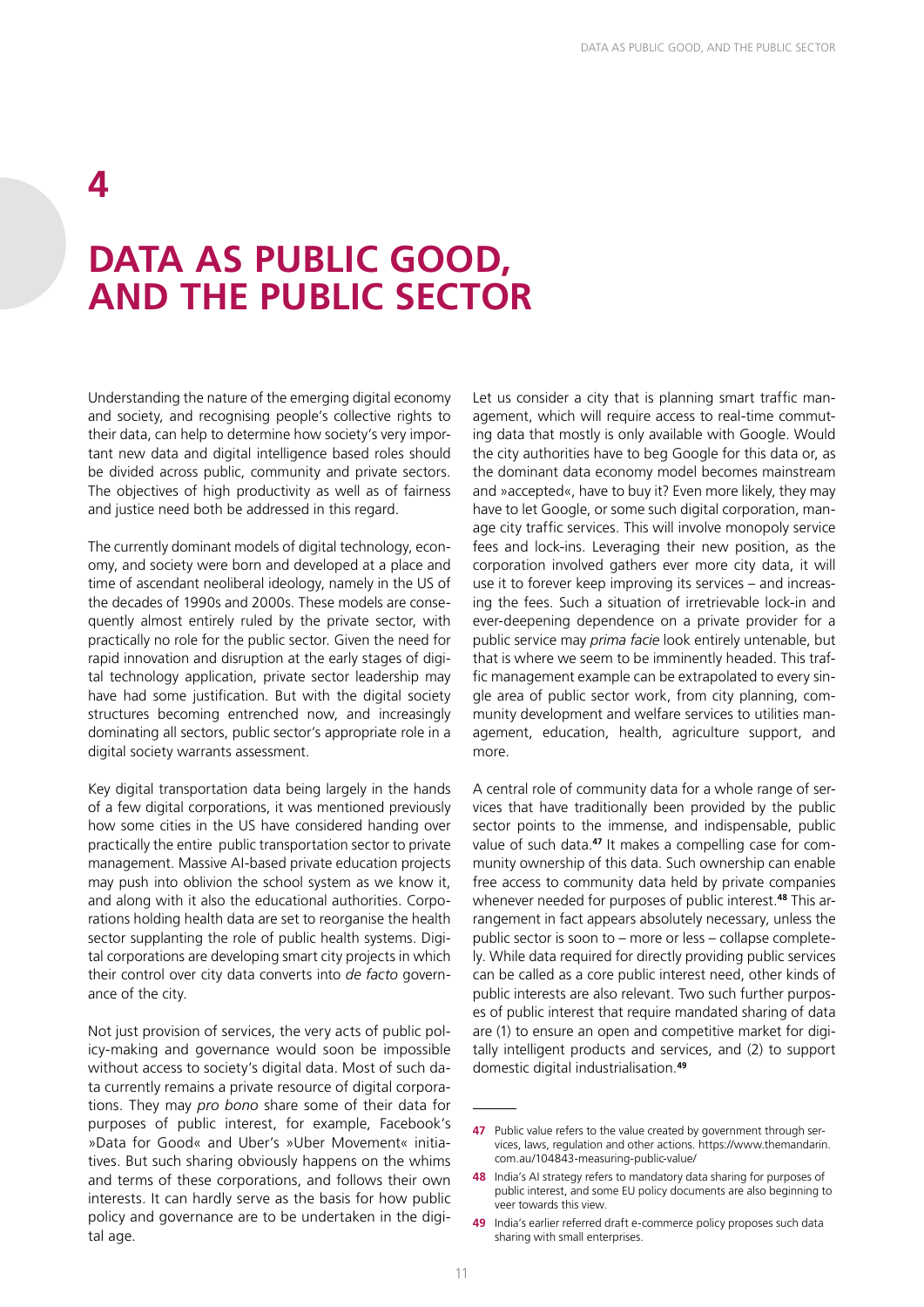# 4

# DATA AS PUBLIC GOOD, AND THE PUBLIC SECTOR

Understanding the nature of the emerging digital economy and society, and recognising people's collective rights to their data, can help to determine how society's very important new data and digital intelligence based roles should be divided across public, community and private sectors. The objectives of high productivity as well as of fairness and justice need both be addressed in this regard.

The currently dominant models of digital technology, economy, and society were born and developed at a place and time of ascendant neoliberal ideology, namely in the US of the decades of 1990s and 2000s. These models are consequently almost entirely ruled by the private sector, with practically no role for the public sector. Given the need for rapid innovation and disruption at the early stages of digital technology application, private sector leadership may have had some justification. But with the digital society structures becoming entrenched now, and increasingly dominating all sectors, public sector's appropriate role in a digital society warrants assessment.

Key digital transportation data being largely in the hands of a few digital corporations, it was mentioned previously how some cities in the US have considered handing over practically the entire public transportation sector to private management. Massive AI-based private education projects may push into oblivion the school system as we know it, and along with it also the educational authorities. Corporations holding health data are set to reorganise the health sector supplanting the role of public health systems. Digital corporations are developing smart city projects in which their control over city data converts into *de facto* governance of the city.

Not just provision of services, the very acts of public policy-making and governance would soon be impossible without access to society's digital data. Most of such data currently remains a private resource of digital corporations. They may *pro bono* share some of their data for purposes of public interest, for example, Facebook's »Data for Good« and Uber's »Uber Movement« initiatives. But such sharing obviously happens on the whims and terms of these corporations, and follows their own interests. It can hardly serve as the basis for how public policy and governance are to be undertaken in the digital age.

Let us consider a city that is planning smart traffic management, which will require access to real-time commuting data that mostly is only available with Google. Would the city authorities have to beg Google for this data or, as the dominant data economy model becomes mainstream and »accepted«, have to buy it? Even more likely, they may have to let Google, or some such digital corporation, manage city traffic services. This will involve monopoly service fees and lock-ins. Leveraging their new position, as the corporation involved gathers ever more city data, it will use it to forever keep improving its services – and increasing the fees. Such a situation of irretrievable lock-in and ever-deepening dependence on a private provider for a public service may *prima facie* look entirely untenable, but that is where we seem to be imminently headed. This traffic management example can be extrapolated to every single area of public sector work, from city planning, community development and welfare services to utilities management, education, health, agriculture support, and more.

A central role of community data for a whole range of services that have traditionally been provided by the public sector points to the immense, and indispensable, public value of such data.[47] It makes a compelling case for community ownership of this data. Such ownership can enable free access to community data held by private companies whenever needed for purposes of public interest.[48] This arrangement in fact appears absolutely necessary, unless the public sector is soon to – more or less – collapse completely. While data required for directly providing public services can be called as a core public interest need, other kinds of public interests are also relevant. Two such further purposes of public interest that require mandated sharing of data are (1) to ensure an open and competitive market for digitally intelligent products and services, and (2) to support domestic digital industrialisation.[49]

---

**47** Public value refers to the value created by government through services, laws, regulation and other actions. https://www.themandarin.com.au/104843-measuring-public-value/

**48** India's AI strategy refers to mandatory data sharing for purposes of public interest, and some EU policy documents are also beginning to veer towards this view.

**49** India's earlier referred draft e-commerce policy proposes such data sharing with small enterprises.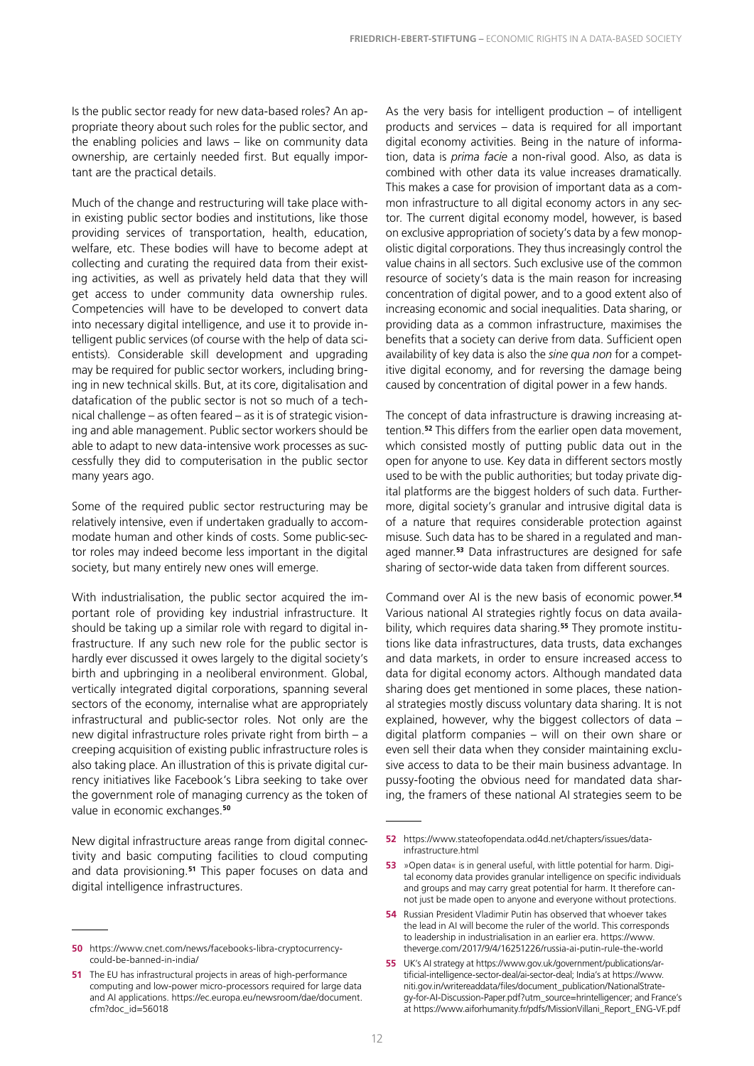Is the public sector ready for new data-based roles? An appropriate theory about such roles for the public sector, and the enabling policies and laws – like on community data ownership, are certainly needed first. But equally important are the practical details.

Much of the change and restructuring will take place within existing public sector bodies and institutions, like those providing services of transportation, health, education, welfare, etc. These bodies will have to become adept at collecting and curating the required data from their existing activities, as well as privately held data that they will get access to under community data ownership rules. Competencies will have to be developed to convert data into necessary digital intelligence, and use it to provide intelligent public services (of course with the help of data scientists). Considerable skill development and upgrading may be required for public sector workers, including bringing in new technical skills. But, at its core, digitalisation and datafication of the public sector is not so much of a technical challenge – as often feared – as it is of strategic visioning and able management. Public sector workers should be able to adapt to new data-intensive work processes as successfully they did to computerisation in the public sector many years ago.

Some of the required public sector restructuring may be relatively intensive, even if undertaken gradually to accommodate human and other kinds of costs. Some public-sector roles may indeed become less important in the digital society, but many entirely new ones will emerge.

With industrialisation, the public sector acquired the important role of providing key industrial infrastructure. It should be taking up a similar role with regard to digital infrastructure. If any such new role for the public sector is hardly ever discussed it owes largely to the digital society's birth and upbringing in a neoliberal environment. Global, vertically integrated digital corporations, spanning several sectors of the economy, internalise what are appropriately infrastructural and public-sector roles. Not only are the new digital infrastructure roles private right from birth – a creeping acquisition of existing public infrastructure roles is also taking place. An illustration of this is private digital currency initiatives like Facebook's Libra seeking to take over the government role of managing currency as the token of value in economic exchanges.[50]

New digital infrastructure areas range from digital connectivity and basic computing facilities to cloud computing and data provisioning.[51] This paper focuses on data and digital intelligence infrastructures.

As the very basis for intelligent production – of intelligent products and services – data is required for all important digital economy activities. Being in the nature of information, data is *prima facie* a non-rival good. Also, as data is combined with other data its value increases dramatically. This makes a case for provision of important data as a common infrastructure to all digital economy actors in any sector. The current digital economy model, however, is based on exclusive appropriation of society's data by a few monopolistic digital corporations. They thus increasingly control the value chains in all sectors. Such exclusive use of the common resource of society's data is the main reason for increasing concentration of digital power, and to a good extent also of increasing economic and social inequalities. Data sharing, or providing data as a common infrastructure, maximises the benefits that a society can derive from data. Sufficient open availability of key data is also the *sine qua non* for a competitive digital economy, and for reversing the damage being caused by concentration of digital power in a few hands.

The concept of data infrastructure is drawing increasing attention.[52] This differs from the earlier open data movement, which consisted mostly of putting public data out in the open for anyone to use. Key data in different sectors mostly used to be with the public authorities; but today private digital platforms are the biggest holders of such data. Furthermore, digital society's granular and intrusive digital data is of a nature that requires considerable protection against misuse. Such data has to be shared in a regulated and managed manner.[53] Data infrastructures are designed for safe sharing of sector-wide data taken from different sources.

Command over AI is the new basis of economic power.[54] Various national AI strategies rightly focus on data availability, which requires data sharing.[55] They promote institutions like data infrastructures, data trusts, data exchanges and data markets, in order to ensure increased access to data for digital economy actors. Although mandated data sharing does get mentioned in some places, these national strategies mostly discuss voluntary data sharing. It is not explained, however, why the biggest collectors of data – digital platform companies – will on their own share or even sell their data when they consider maintaining exclusive access to data to be their main business advantage. In pussy-footing the obvious need for mandated data sharing, the framers of these national AI strategies seem to be

---

**50** https://www.cnet.com/news/facebooks-libra-cryptocurrency-could-be-banned-in-india/

**51** The EU has infrastructural projects in areas of high-performance computing and low-power micro-processors required for large data and AI applications. https://ec.europa.eu/newsroom/dae/document.cfm?doc_id=56018

**52** https://www.stateofopendata.od4d.net/chapters/issues/data-infrastructure.html

**53** »Open data« is in general useful, with little potential for harm. Digital economy data provides granular intelligence on specific individuals and groups and may carry great potential for harm. It therefore cannot just be made open to anyone and everyone without protections.

**54** Russian President Vladimir Putin has observed that whoever takes the lead in AI will become the ruler of the world. This corresponds to leadership in industrialisation in an earlier era. https://www.theverge.com/2017/9/4/16251226/russia-ai-putin-rule-the-world

**55** UK's AI strategy at https://www.gov.uk/government/publications/artificial-intelligence-sector-deal/ai-sector-deal; India's at https://www.niti.gov.in/writereaddata/files/document_publication/NationalStrategy-for-AI-Discussion-Paper.pdf?utm_source=hrintelligencer; and France's at https://www.aiforhumanity.fr/pdfs/MissionVillani_Report_ENG-VF.pdf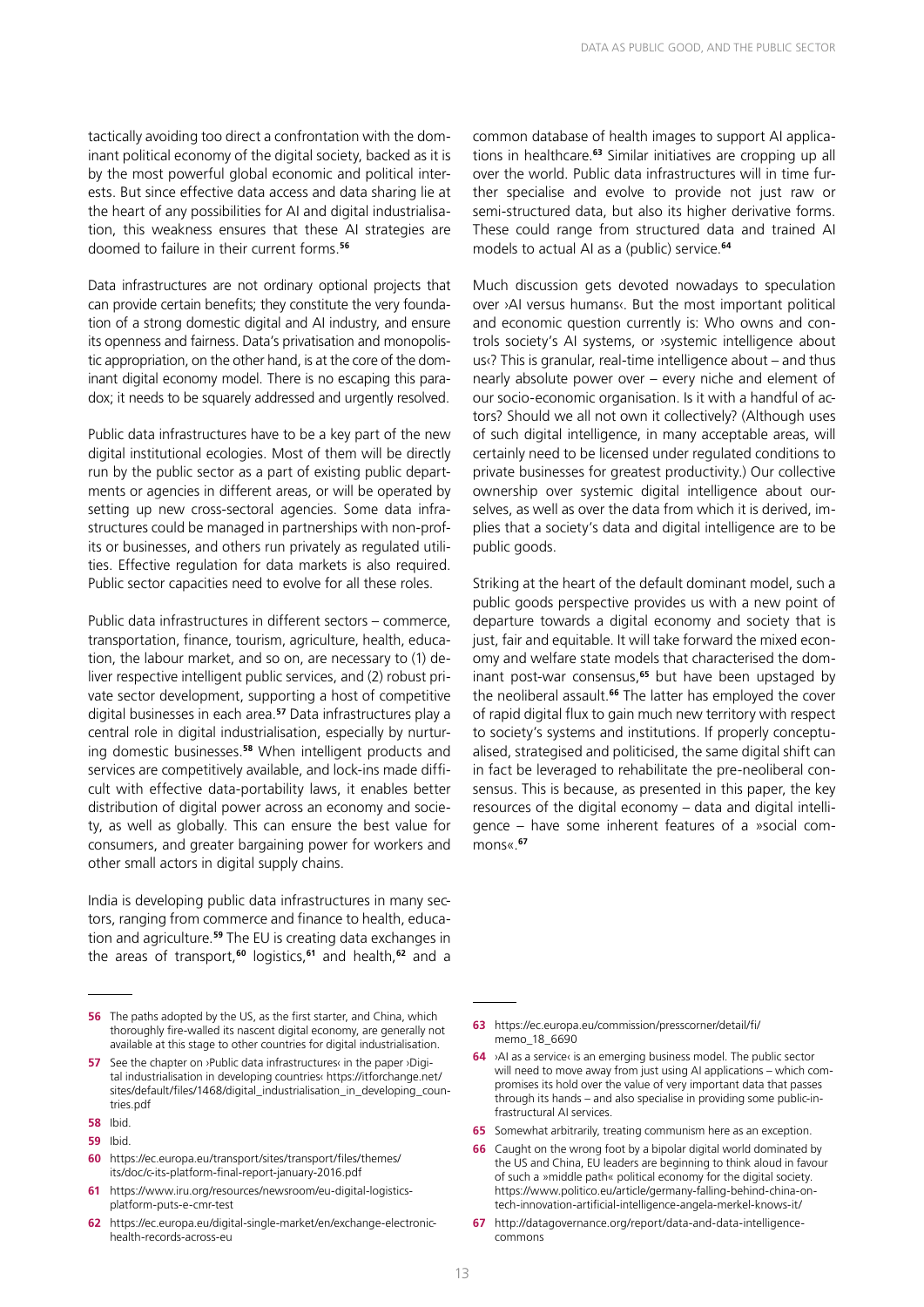tactically avoiding too direct a confrontation with the dominant political economy of the digital society, backed as it is by the most powerful global economic and political interests. But since effective data access and data sharing lie at the heart of any possibilities for AI and digital industrialisation, this weakness ensures that these AI strategies are doomed to failure in their current forms.[56]

Data infrastructures are not ordinary optional projects that can provide certain benefits; they constitute the very foundation of a strong domestic digital and AI industry, and ensure its openness and fairness. Data's privatisation and monopolistic appropriation, on the other hand, is at the core of the dominant digital economy model. There is no escaping this paradox; it needs to be squarely addressed and urgently resolved.

Public data infrastructures have to be a key part of the new digital institutional ecologies. Most of them will be directly run by the public sector as a part of existing public departments or agencies in different areas, or will be operated by setting up new cross-sectoral agencies. Some data infrastructures could be managed in partnerships with non-profits or businesses, and others run privately as regulated utilities. Effective regulation for data markets is also required. Public sector capacities need to evolve for all these roles.

Public data infrastructures in different sectors – commerce, transportation, finance, tourism, agriculture, health, education, the labour market, and so on, are necessary to (1) deliver respective intelligent public services, and (2) robust private sector development, supporting a host of competitive digital businesses in each area.[57] Data infrastructures play a central role in digital industrialisation, especially by nurturing domestic businesses.[58] When intelligent products and services are competitively available, and lock-ins made difficult with effective data-portability laws, it enables better distribution of digital power across an economy and society, as well as globally. This can ensure the best value for consumers, and greater bargaining power for workers and other small actors in digital supply chains.

India is developing public data infrastructures in many sectors, ranging from commerce and finance to health, education and agriculture.[59] The EU is creating data exchanges in the areas of transport,[60] logistics,[61] and health,[62] and a common database of health images to support AI applications in healthcare.[63] Similar initiatives are cropping up all over the world. Public data infrastructures will in time further specialise and evolve to provide not just raw or semi-structured data, but also its higher derivative forms. These could range from structured data and trained AI models to actual AI as a (public) service.[64]

Much discussion gets devoted nowadays to speculation over ›AI versus humans‹. But the most important political and economic question currently is: Who owns and controls society's AI systems, or ›systemic intelligence about us‹? This is granular, real-time intelligence about – and thus nearly absolute power over – every niche and element of our socio-economic organisation. Is it with a handful of actors? Should we all not own it collectively? (Although uses of such digital intelligence, in many acceptable areas, will certainly need to be licensed under regulated conditions to private businesses for greatest productivity.) Our collective ownership over systemic digital intelligence about ourselves, as well as over the data from which it is derived, implies that a society's data and digital intelligence are to be public goods.

Striking at the heart of the default dominant model, such a public goods perspective provides us with a new point of departure towards a digital economy and society that is just, fair and equitable. It will take forward the mixed economy and welfare state models that characterised the dominant post-war consensus,[65] but have been upstaged by the neoliberal assault.[66] The latter has employed the cover of rapid digital flux to gain much new territory with respect to society's systems and institutions. If properly conceptualised, strategised and politicised, the same digital shift can in fact be leveraged to rehabilitate the pre-neoliberal consensus. This is because, as presented in this paper, the key resources of the digital economy – data and digital intelligence – have some inherent features of a »social commons«.[67]

---

56 The paths adopted by the US, as the first starter, and China, which thoroughly fire-walled its nascent digital economy, are generally not available at this stage to other countries for digital industrialisation.

57 See the chapter on ›Public data infrastructures‹ in the paper ›Digital industrialisation in developing countries‹ https://itforchange.net/sites/default/files/1468/digital_industrialisation_in_developing_countries.pdf

58 Ibid.

59 Ibid.

60 https://ec.europa.eu/transport/sites/transport/files/themes/its/doc/c-its-platform-final-report-january-2016.pdf

61 https://www.iru.org/resources/newsroom/eu-digital-logistics-platform-puts-e-cmr-test

62 https://ec.europa.eu/digital-single-market/en/exchange-electronic-health-records-across-eu

63 https://ec.europa.eu/commission/presscorner/detail/fi/memo_18_6690

64 ›AI as a service‹ is an emerging business model. The public sector will need to move away from just using AI applications – which compromises its hold over the value of very important data that passes through its hands – and also specialise in providing some public-infrastructural AI services.

65 Somewhat arbitrarily, treating communism here as an exception.

66 Caught on the wrong foot by a bipolar digital world dominated by the US and China, EU leaders are beginning to think aloud in favour of such a »middle path« political economy for the digital society. https://www.politico.eu/article/germany-falling-behind-china-on-tech-innovation-artificial-intelligence-angela-merkel-knows-it/

67 http://datagovernance.org/report/data-and-data-intelligence-commons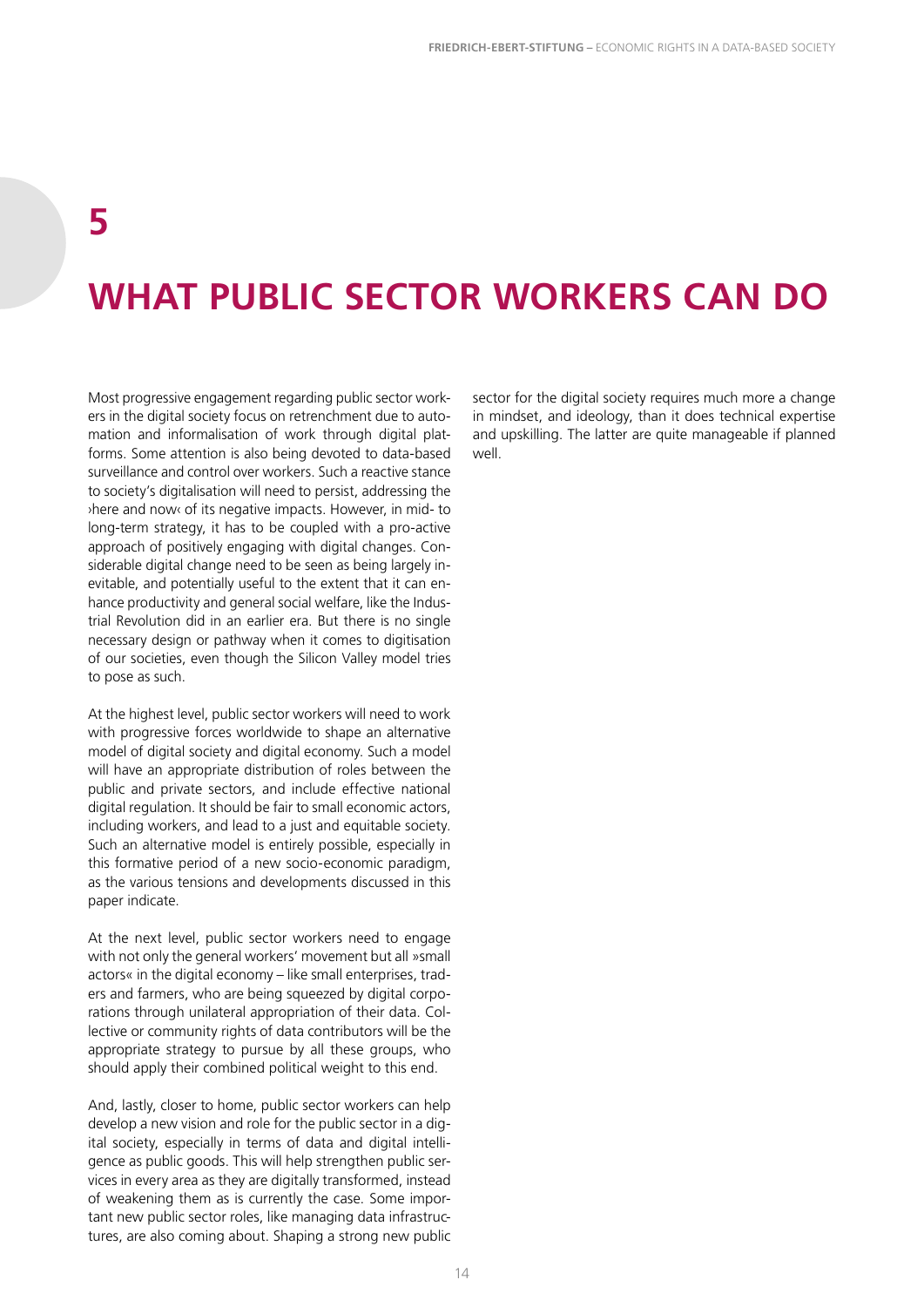# 5

# WHAT PUBLIC SECTOR WORKERS CAN DO

Most progressive engagement regarding public sector workers in the digital society focus on retrenchment due to automation and informalisation of work through digital platforms. Some attention is also being devoted to data-based surveillance and control over workers. Such a reactive stance to society's digitalisation will need to persist, addressing the ›here and now‹ of its negative impacts. However, in mid- to long-term strategy, it has to be coupled with a pro-active approach of positively engaging with digital changes. Considerable digital change need to be seen as being largely inevitable, and potentially useful to the extent that it can enhance productivity and general social welfare, like the Industrial Revolution did in an earlier era. But there is no single necessary design or pathway when it comes to digitisation of our societies, even though the Silicon Valley model tries to pose as such.

At the highest level, public sector workers will need to work with progressive forces worldwide to shape an alternative model of digital society and digital economy. Such a model will have an appropriate distribution of roles between the public and private sectors, and include effective national digital regulation. It should be fair to small economic actors, including workers, and lead to a just and equitable society. Such an alternative model is entirely possible, especially in this formative period of a new socio-economic paradigm, as the various tensions and developments discussed in this paper indicate.

At the next level, public sector workers need to engage with not only the general workers' movement but all »small actors« in the digital economy – like small enterprises, traders and farmers, who are being squeezed by digital corporations through unilateral appropriation of their data. Collective or community rights of data contributors will be the appropriate strategy to pursue by all these groups, who should apply their combined political weight to this end.

And, lastly, closer to home, public sector workers can help develop a new vision and role for the public sector in a digital society, especially in terms of data and digital intelligence as public goods. This will help strengthen public services in every area as they are digitally transformed, instead of weakening them as is currently the case. Some important new public sector roles, like managing data infrastructures, are also coming about. Shaping a strong new public sector for the digital society requires much more a change in mindset, and ideology, than it does technical expertise and upskilling. The latter are quite manageable if planned well.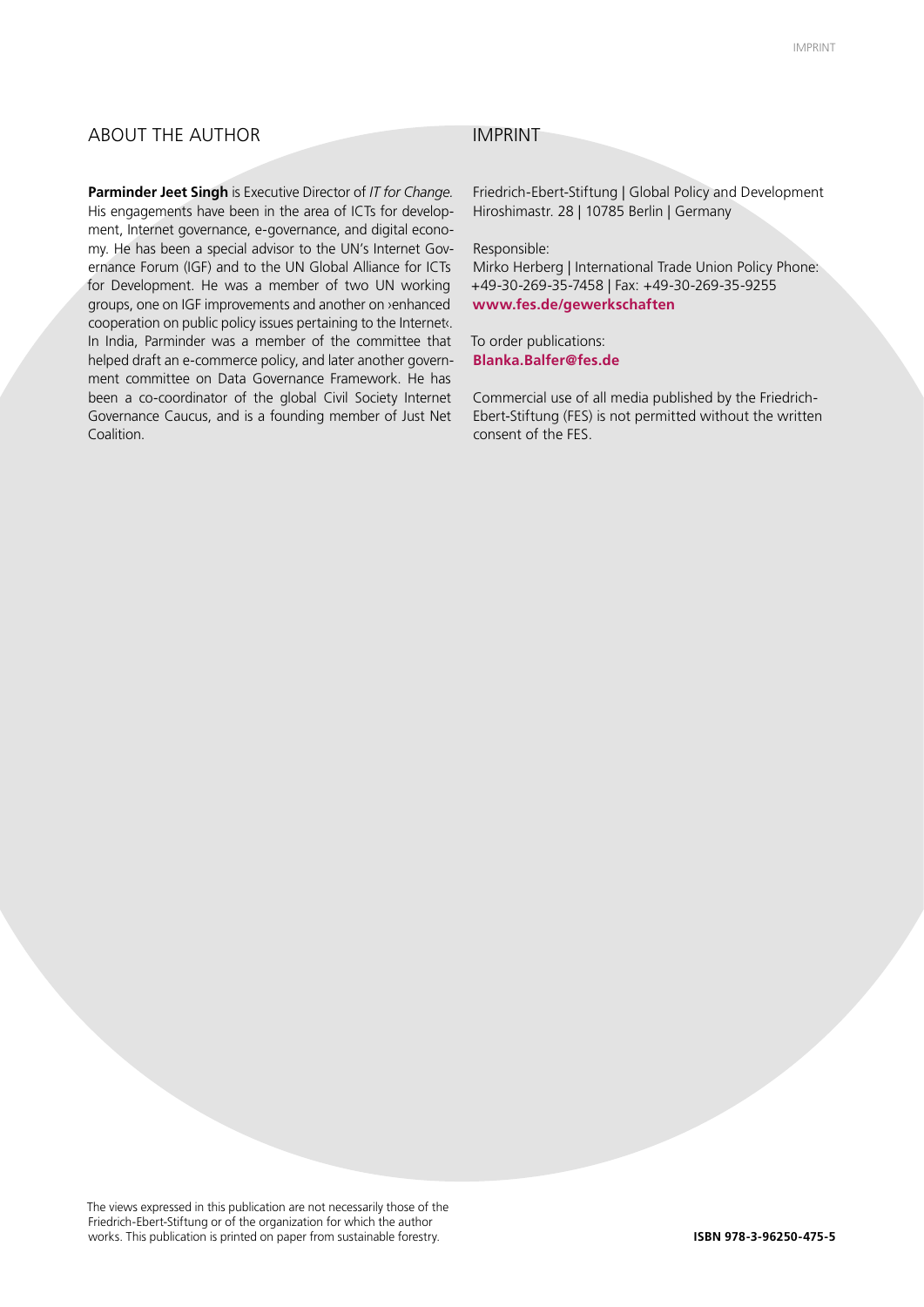## ABOUT THE AUTHOR

**Parminder Jeet Singh** is Executive Director of *IT for Change*. His engagements have been in the area of ICTs for development, Internet governance, e-governance, and digital economy. He has been a special advisor to the UN's Internet Governance Forum (IGF) and to the UN Global Alliance for ICTs for Development. He was a member of two UN working groups, one on IGF improvements and another on ›enhanced cooperation on public policy issues pertaining to the Internet‹. In India, Parminder was a member of the committee that helped draft an e-commerce policy, and later another government committee on Data Governance Framework. He has been a co-coordinator of the global Civil Society Internet Governance Caucus, and is a founding member of Just Net Coalition.

## IMPRINT

Friedrich-Ebert-Stiftung | Global Policy and Development
Hiroshimastr. 28 | 10785 Berlin | Germany

Responsible:
Mirko Herberg | International Trade Union Policy Phone: +49-30-269-35-7458 | Fax: +49-30-269-35-9255
**www.fes.de/gewerkschaften**

To order publications:
**Blanka.Balfer@fes.de**

Commercial use of all media published by the Friedrich-Ebert-Stiftung (FES) is not permitted without the written consent of the FES.

The views expressed in this publication are not necessarily those of the Friedrich-Ebert-Stiftung or of the organization for which the author works. This publication is printed on paper from sustainable forestry.

**ISBN 978-3-96250-475-5**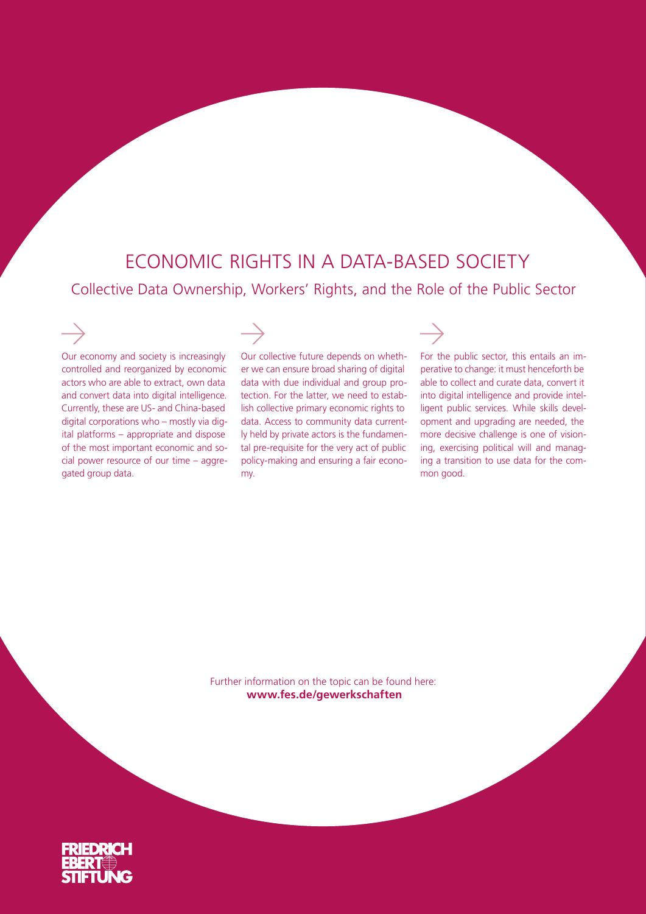# ECONOMIC RIGHTS IN A DATA-BASED SOCIETY

## Collective Data Ownership, Workers' Rights, and the Role of the Public Sector

→

Our economy and society is increasingly controlled and reorganized by economic actors who are able to extract, own data and convert data into digital intelligence. Currently, these are US- and China-based digital corporations who – mostly via digital platforms – appropriate and dispose of the most important economic and social power resource of our time – aggregated group data.

→

Our collective future depends on whether we can ensure broad sharing of digital data with due individual and group protection. For the latter, we need to establish collective primary economic rights to data. Access to community data currently held by private actors is the fundamental pre-requisite for the very act of public policy-making and ensuring a fair economy.

→

For the public sector, this entails an imperative to change: it must henceforth be able to collect and curate data, convert it into digital intelligence and provide intelligent public services. While skills development and upgrading are needed, the more decisive challenge is one of visioning, exercising political will and managing a transition to use data for the common good.

Further information on the topic can be found here:
**www.fes.de/gewerkschaften**

FRIEDRICH EBERT STIFTUNG